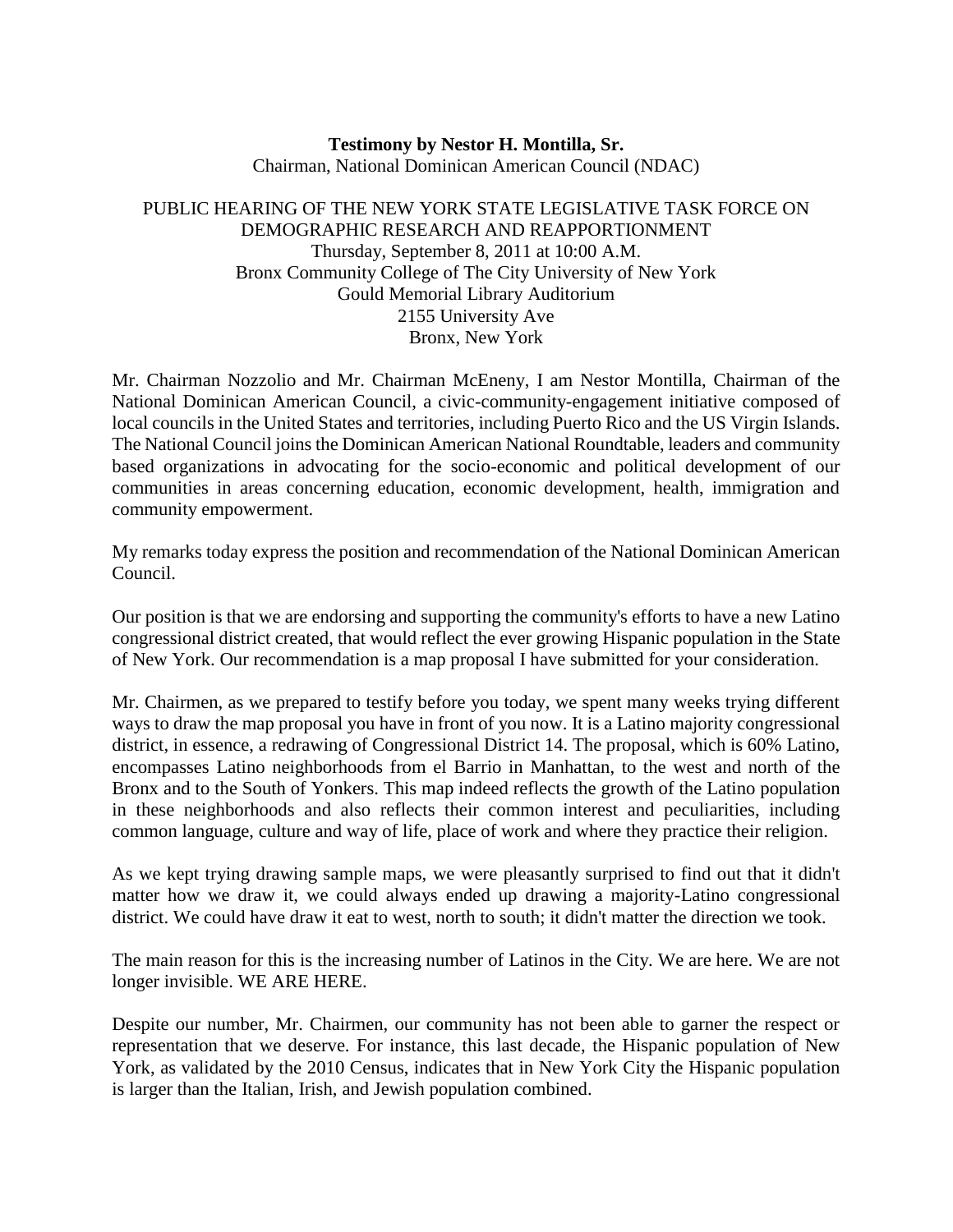**Testimony by Nestor H. Montilla, Sr.**
Chairman, National Dominican American Council (NDAC)

PUBLIC HEARING OF THE NEW YORK STATE LEGISLATIVE TASK FORCE ON DEMOGRAPHIC RESEARCH AND REAPPORTIONMENT
Thursday, September 8, 2011 at 10:00 A.M.
Bronx Community College of The City University of New York
Gould Memorial Library Auditorium
2155 University Ave
Bronx, New York

Mr. Chairman Nozzolio and Mr. Chairman McEneny, I am Nestor Montilla, Chairman of the National Dominican American Council, a civic-community-engagement initiative composed of local councils in the United States and territories, including Puerto Rico and the US Virgin Islands. The National Council joins the Dominican American National Roundtable, leaders and community based organizations in advocating for the socio-economic and political development of our communities in areas concerning education, economic development, health, immigration and community empowerment.

My remarks today express the position and recommendation of the National Dominican American Council.

Our position is that we are endorsing and supporting the community's efforts to have a new Latino congressional district created, that would reflect the ever growing Hispanic population in the State of New York. Our recommendation is a map proposal I have submitted for your consideration.

Mr. Chairmen, as we prepared to testify before you today, we spent many weeks trying different ways to draw the map proposal you have in front of you now. It is a Latino majority congressional district, in essence, a redrawing of Congressional District 14. The proposal, which is 60% Latino, encompasses Latino neighborhoods from el Barrio in Manhattan, to the west and north of the Bronx and to the South of Yonkers. This map indeed reflects the growth of the Latino population in these neighborhoods and also reflects their common interest and peculiarities, including common language, culture and way of life, place of work and where they practice their religion.

As we kept trying drawing sample maps, we were pleasantly surprised to find out that it didn't matter how we draw it, we could always ended up drawing a majority-Latino congressional district. We could have draw it eat to west, north to south; it didn't matter the direction we took.

The main reason for this is the increasing number of Latinos in the City. We are here. We are not longer invisible. WE ARE HERE.

Despite our number, Mr. Chairmen, our community has not been able to garner the respect or representation that we deserve. For instance, this last decade, the Hispanic population of New York, as validated by the 2010 Census, indicates that in New York City the Hispanic population is larger than the Italian, Irish, and Jewish population combined.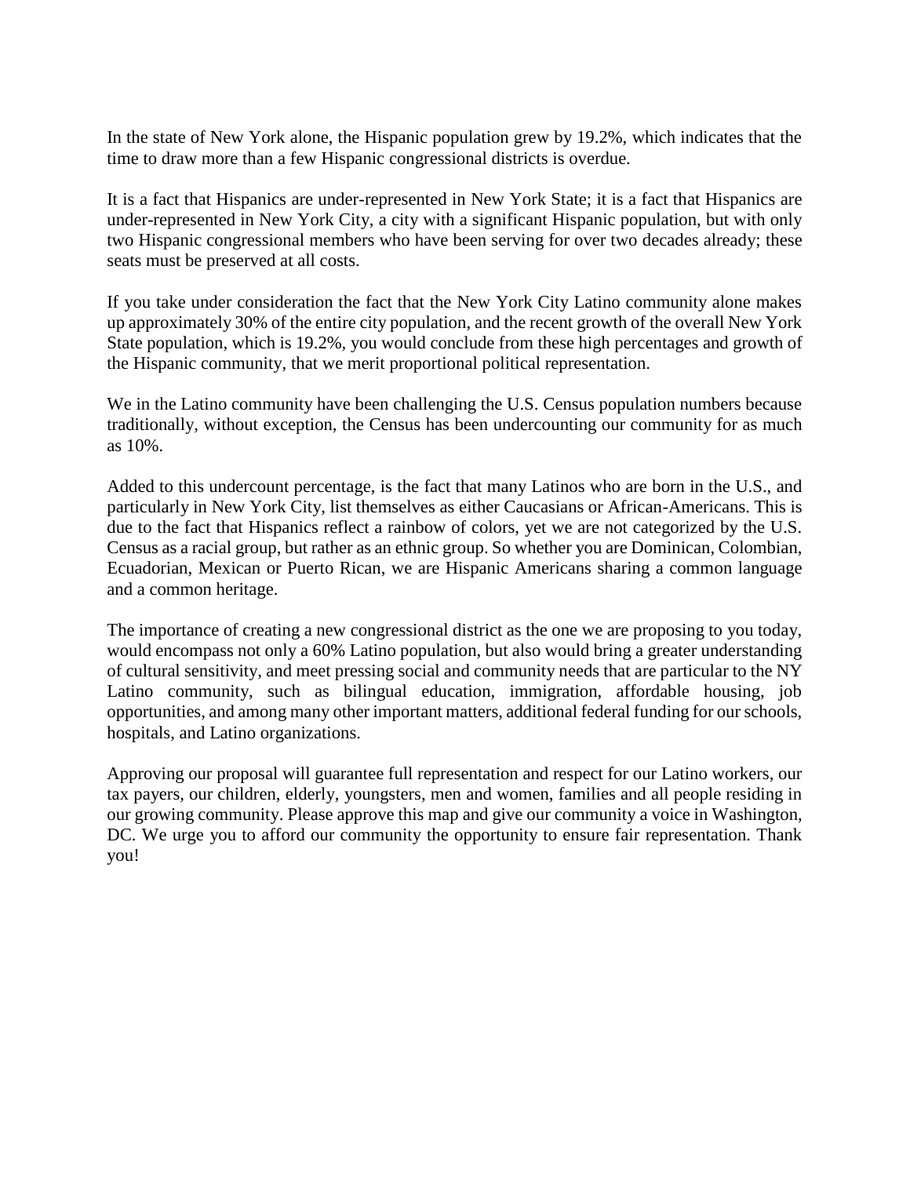In the state of New York alone, the Hispanic population grew by 19.2%, which indicates that the time to draw more than a few Hispanic congressional districts is overdue.

It is a fact that Hispanics are under-represented in New York State; it is a fact that Hispanics are under-represented in New York City, a city with a significant Hispanic population, but with only two Hispanic congressional members who have been serving for over two decades already; these seats must be preserved at all costs.

If you take under consideration the fact that the New York City Latino community alone makes up approximately 30% of the entire city population, and the recent growth of the overall New York State population, which is 19.2%, you would conclude from these high percentages and growth of the Hispanic community, that we merit proportional political representation.

We in the Latino community have been challenging the U.S. Census population numbers because traditionally, without exception, the Census has been undercounting our community for as much as 10%.

Added to this undercount percentage, is the fact that many Latinos who are born in the U.S., and particularly in New York City, list themselves as either Caucasians or African-Americans. This is due to the fact that Hispanics reflect a rainbow of colors, yet we are not categorized by the U.S. Census as a racial group, but rather as an ethnic group. So whether you are Dominican, Colombian, Ecuadorian, Mexican or Puerto Rican, we are Hispanic Americans sharing a common language and a common heritage.

The importance of creating a new congressional district as the one we are proposing to you today, would encompass not only a 60% Latino population, but also would bring a greater understanding of cultural sensitivity, and meet pressing social and community needs that are particular to the NY Latino community, such as bilingual education, immigration, affordable housing, job opportunities, and among many other important matters, additional federal funding for our schools, hospitals, and Latino organizations.

Approving our proposal will guarantee full representation and respect for our Latino workers, our tax payers, our children, elderly, youngsters, men and women, families and all people residing in our growing community. Please approve this map and give our community a voice in Washington, DC. We urge you to afford our community the opportunity to ensure fair representation. Thank you!